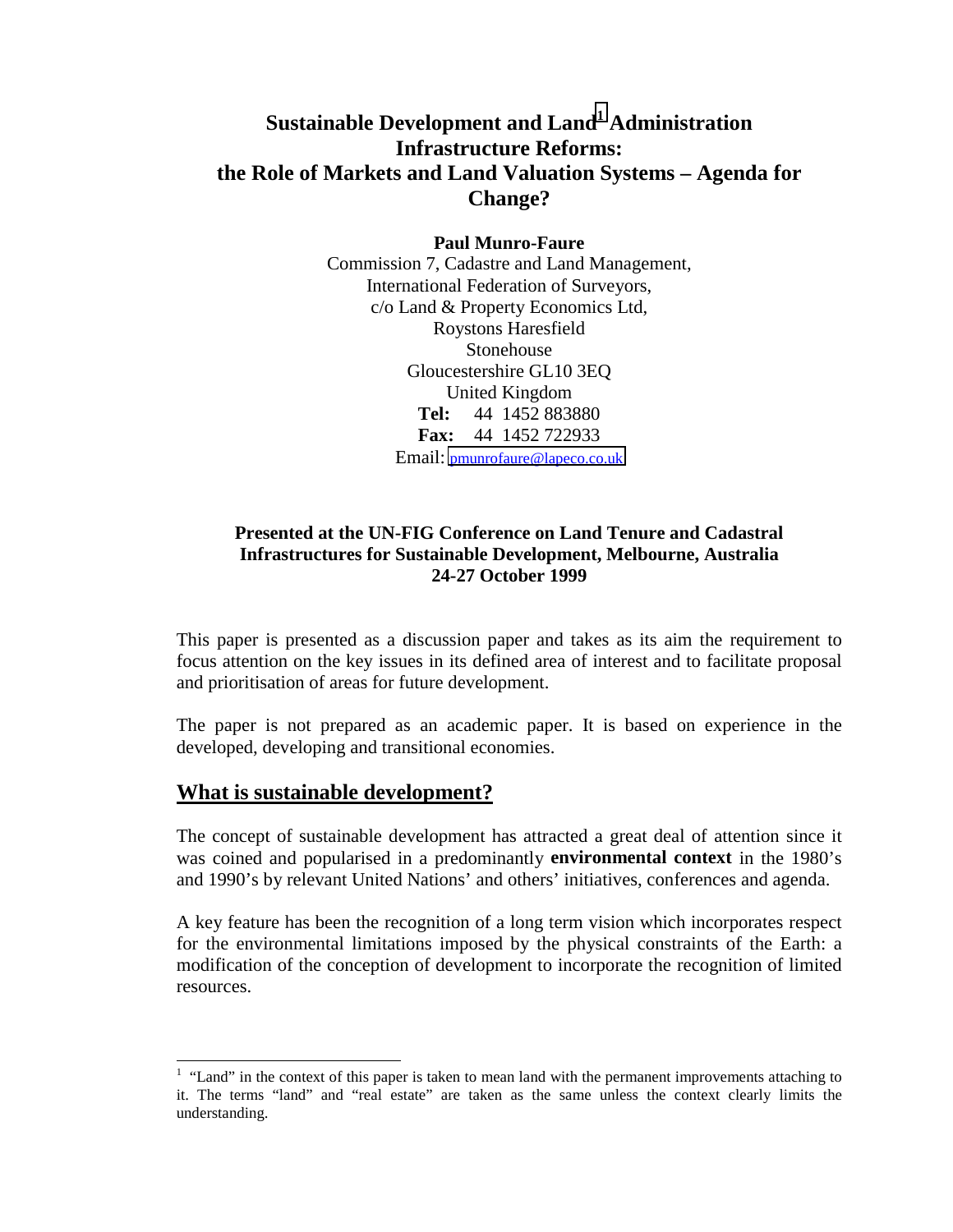# Sustainable Development and Land[1] Administration Infrastructure Reforms: the Role of Markets and Land Valuation Systems – Agenda for Change?

**Paul Munro-Faure**
Commission 7, Cadastre and Land Management,
International Federation of Surveyors,
c/o Land & Property Economics Ltd,
Roystons Haresfield
Stonehouse
Gloucestershire GL10 3EQ
United Kingdom
**Tel:** 44 1452 883880
**Fax:** 44 1452 722933
Email: pmunrofaure@lapeco.co.uk

**Presented at the UN-FIG Conference on Land Tenure and Cadastral Infrastructures for Sustainable Development, Melbourne, Australia 24-27 October 1999**

This paper is presented as a discussion paper and takes as its aim the requirement to focus attention on the key issues in its defined area of interest and to facilitate proposal and prioritisation of areas for future development.

The paper is not prepared as an academic paper. It is based on experience in the developed, developing and transitional economies.

## What is sustainable development?

The concept of sustainable development has attracted a great deal of attention since it was coined and popularised in a predominantly **environmental context** in the 1980's and 1990's by relevant United Nations' and others' initiatives, conferences and agenda.

A key feature has been the recognition of a long term vision which incorporates respect for the environmental limitations imposed by the physical constraints of the Earth: a modification of the conception of development to incorporate the recognition of limited resources.

[1] "Land" in the context of this paper is taken to mean land with the permanent improvements attaching to it. The terms "land" and "real estate" are taken as the same unless the context clearly limits the understanding.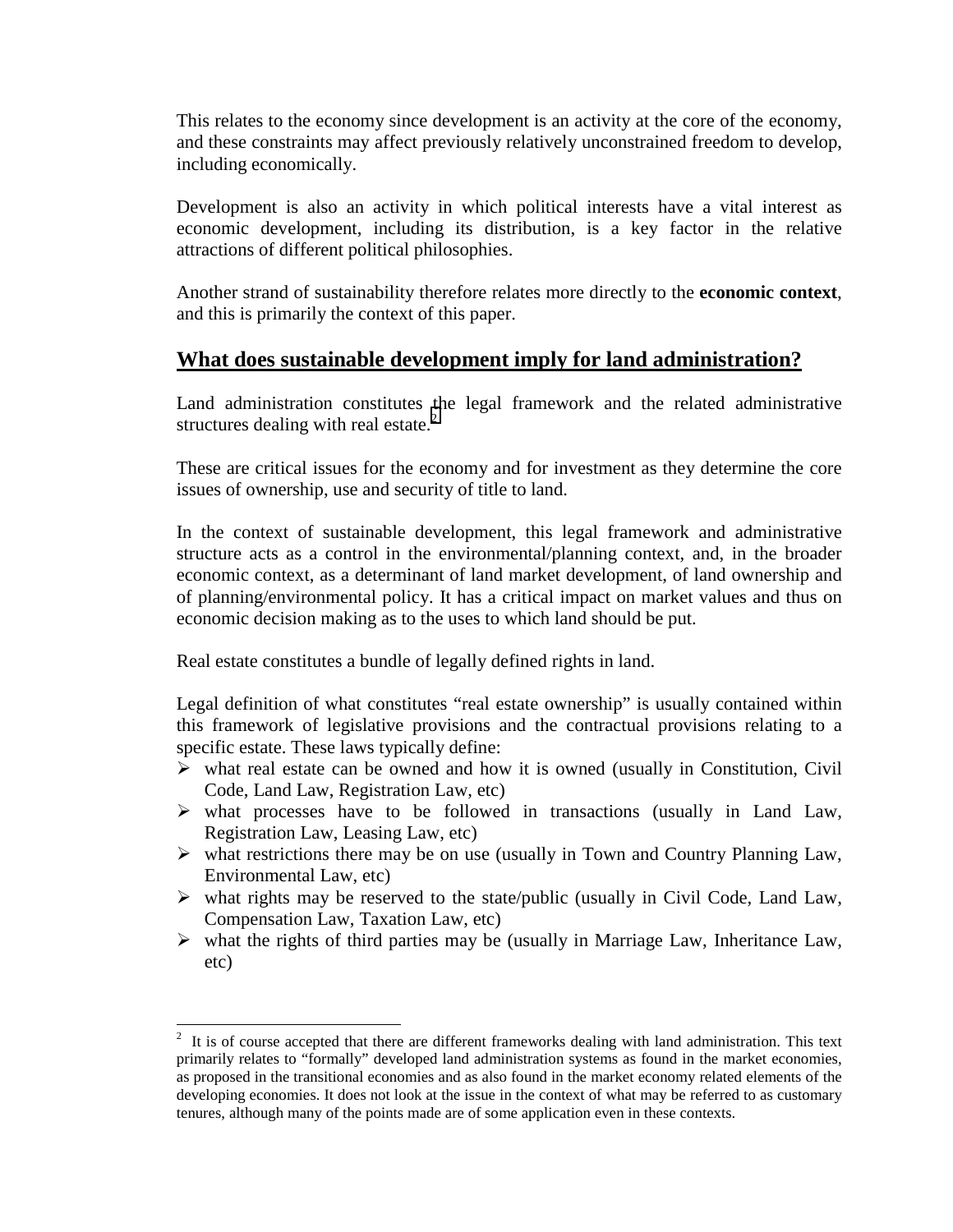This relates to the economy since development is an activity at the core of the economy, and these constraints may affect previously relatively unconstrained freedom to develop, including economically.

Development is also an activity in which political interests have a vital interest as economic development, including its distribution, is a key factor in the relative attractions of different political philosophies.

Another strand of sustainability therefore relates more directly to the **economic context**, and this is primarily the context of this paper.

## What does sustainable development imply for land administration?

Land administration constitutes the legal framework and the related administrative structures dealing with real estate.[2]

These are critical issues for the economy and for investment as they determine the core issues of ownership, use and security of title to land.

In the context of sustainable development, this legal framework and administrative structure acts as a control in the environmental/planning context, and, in the broader economic context, as a determinant of land market development, of land ownership and of planning/environmental policy. It has a critical impact on market values and thus on economic decision making as to the uses to which land should be put.

Real estate constitutes a bundle of legally defined rights in land.

Legal definition of what constitutes "real estate ownership" is usually contained within this framework of legislative provisions and the contractual provisions relating to a specific estate. These laws typically define:

- what real estate can be owned and how it is owned (usually in Constitution, Civil Code, Land Law, Registration Law, etc)
- what processes have to be followed in transactions (usually in Land Law, Registration Law, Leasing Law, etc)
- what restrictions there may be on use (usually in Town and Country Planning Law, Environmental Law, etc)
- what rights may be reserved to the state/public (usually in Civil Code, Land Law, Compensation Law, Taxation Law, etc)
- what the rights of third parties may be (usually in Marriage Law, Inheritance Law, etc)

---

[2] It is of course accepted that there are different frameworks dealing with land administration. This text primarily relates to "formally" developed land administration systems as found in the market economies, as proposed in the transitional economies and as also found in the market economy related elements of the developing economies. It does not look at the issue in the context of what may be referred to as customary tenures, although many of the points made are of some application even in these contexts.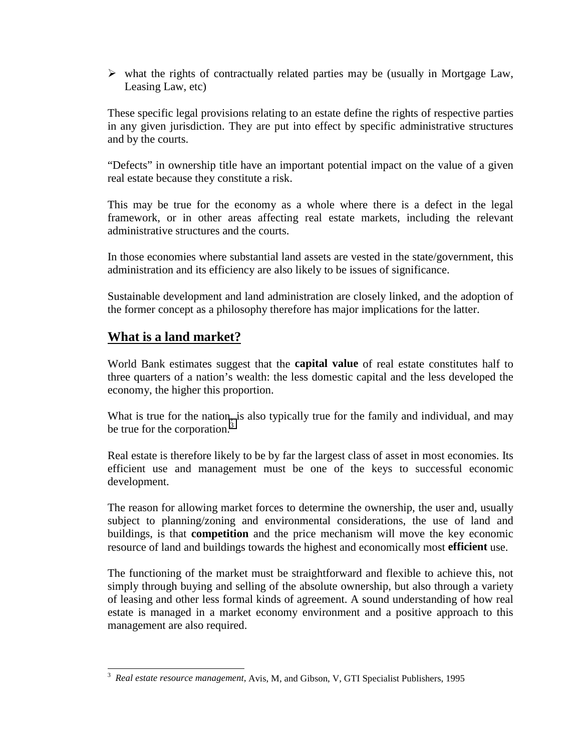- what the rights of contractually related parties may be (usually in Mortgage Law, Leasing Law, etc)

These specific legal provisions relating to an estate define the rights of respective parties in any given jurisdiction. They are put into effect by specific administrative structures and by the courts.

"Defects" in ownership title have an important potential impact on the value of a given real estate because they constitute a risk.

This may be true for the economy as a whole where there is a defect in the legal framework, or in other areas affecting real estate markets, including the relevant administrative structures and the courts.

In those economies where substantial land assets are vested in the state/government, this administration and its efficiency are also likely to be issues of significance.

Sustainable development and land administration are closely linked, and the adoption of the former concept as a philosophy therefore has major implications for the latter.

## What is a land market?

World Bank estimates suggest that the **capital value** of real estate constitutes half to three quarters of a nation's wealth: the less domestic capital and the less developed the economy, the higher this proportion.

What is true for the nation, is also typically true for the family and individual, and may be true for the corporation.[3]

Real estate is therefore likely to be by far the largest class of asset in most economies. Its efficient use and management must be one of the keys to successful economic development.

The reason for allowing market forces to determine the ownership, the user and, usually subject to planning/zoning and environmental considerations, the use of land and buildings, is that **competition** and the price mechanism will move the key economic resource of land and buildings towards the highest and economically most **efficient** use.

The functioning of the market must be straightforward and flexible to achieve this, not simply through buying and selling of the absolute ownership, but also through a variety of leasing and other less formal kinds of agreement. A sound understanding of how real estate is managed in a market economy environment and a positive approach to this management are also required.

---

[3] *Real estate resource management*, Avis, M, and Gibson, V, GTI Specialist Publishers, 1995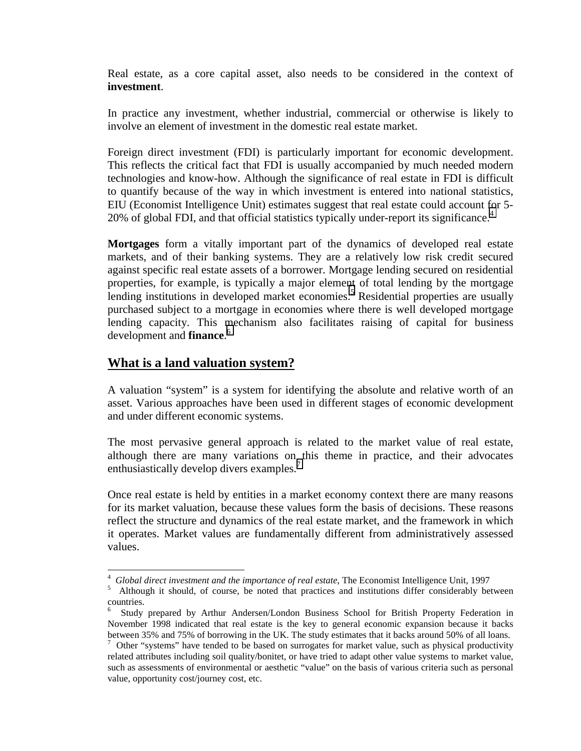Real estate, as a core capital asset, also needs to be considered in the context of **investment**.

In practice any investment, whether industrial, commercial or otherwise is likely to involve an element of investment in the domestic real estate market.

Foreign direct investment (FDI) is particularly important for economic development. This reflects the critical fact that FDI is usually accompanied by much needed modern technologies and know-how. Although the significance of real estate in FDI is difficult to quantify because of the way in which investment is entered into national statistics, EIU (Economist Intelligence Unit) estimates suggest that real estate could account for 5-20% of global FDI, and that official statistics typically under-report its significance.[4]

**Mortgages** form a vitally important part of the dynamics of developed real estate markets, and of their banking systems. They are a relatively low risk credit secured against specific real estate assets of a borrower. Mortgage lending secured on residential properties, for example, is typically a major element of total lending by the mortgage lending institutions in developed market economies.[5] Residential properties are usually purchased subject to a mortgage in economies where there is well developed mortgage lending capacity. This mechanism also facilitates raising of capital for business development and **finance**.[6]

## What is a land valuation system?

A valuation "system" is a system for identifying the absolute and relative worth of an asset. Various approaches have been used in different stages of economic development and under different economic systems.

The most pervasive general approach is related to the market value of real estate, although there are many variations on this theme in practice, and their advocates enthusiastically develop divers examples.[7]

Once real estate is held by entities in a market economy context there are many reasons for its market valuation, because these values form the basis of decisions. These reasons reflect the structure and dynamics of the real estate market, and the framework in which it operates. Market values are fundamentally different from administratively assessed values.

---

[4] *Global direct investment and the importance of real estate*, The Economist Intelligence Unit, 1997

[5] Although it should, of course, be noted that practices and institutions differ considerably between countries.

[6] Study prepared by Arthur Andersen/London Business School for British Property Federation in November 1998 indicated that real estate is the key to general economic expansion because it backs between 35% and 75% of borrowing in the UK. The study estimates that it backs around 50% of all loans.

[7] Other "systems" have tended to be based on surrogates for market value, such as physical productivity related attributes including soil quality/bonitet, or have tried to adapt other value systems to market value, such as assessments of environmental or aesthetic "value" on the basis of various criteria such as personal value, opportunity cost/journey cost, etc.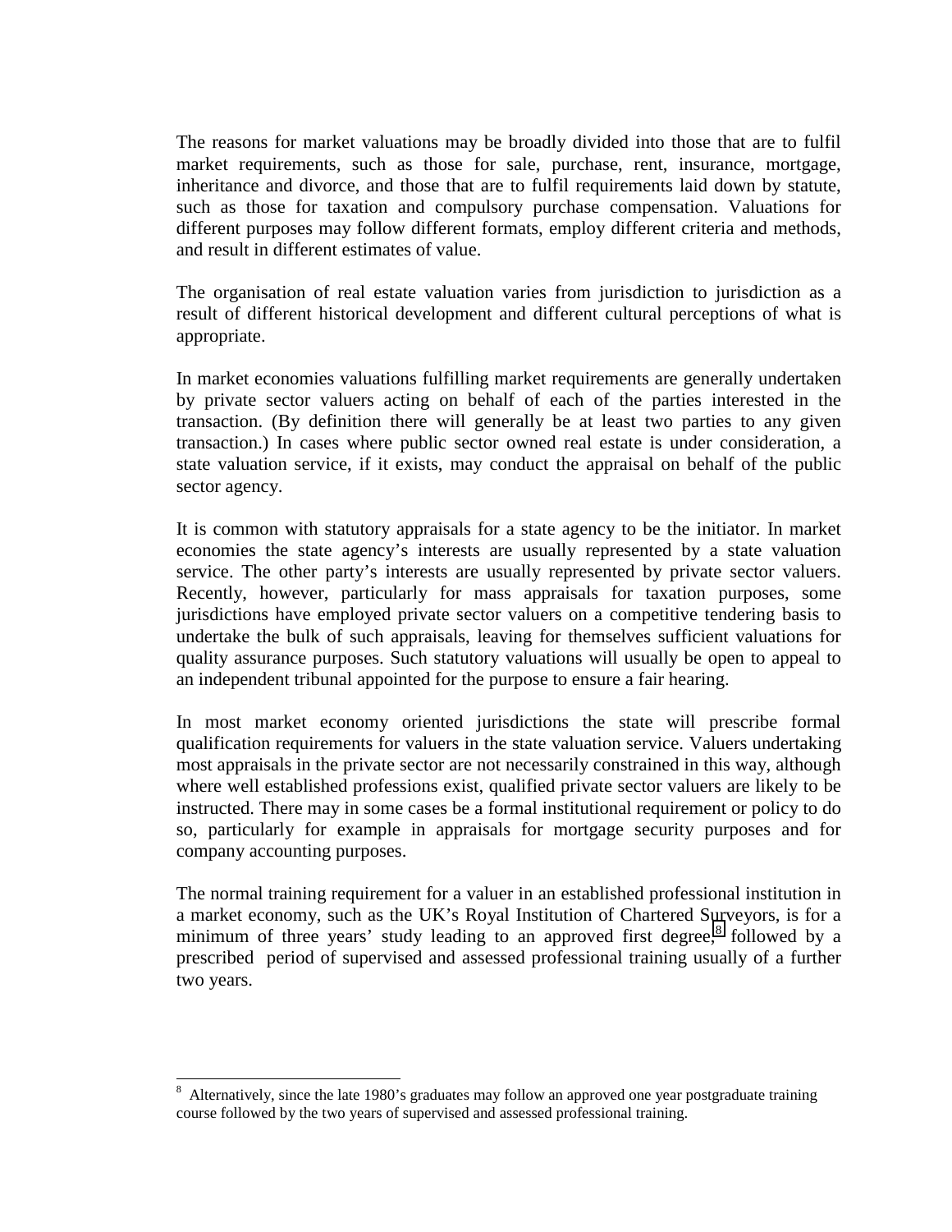The reasons for market valuations may be broadly divided into those that are to fulfil market requirements, such as those for sale, purchase, rent, insurance, mortgage, inheritance and divorce, and those that are to fulfil requirements laid down by statute, such as those for taxation and compulsory purchase compensation. Valuations for different purposes may follow different formats, employ different criteria and methods, and result in different estimates of value.

The organisation of real estate valuation varies from jurisdiction to jurisdiction as a result of different historical development and different cultural perceptions of what is appropriate.

In market economies valuations fulfilling market requirements are generally undertaken by private sector valuers acting on behalf of each of the parties interested in the transaction. (By definition there will generally be at least two parties to any given transaction.) In cases where public sector owned real estate is under consideration, a state valuation service, if it exists, may conduct the appraisal on behalf of the public sector agency.

It is common with statutory appraisals for a state agency to be the initiator. In market economies the state agency's interests are usually represented by a state valuation service. The other party's interests are usually represented by private sector valuers. Recently, however, particularly for mass appraisals for taxation purposes, some jurisdictions have employed private sector valuers on a competitive tendering basis to undertake the bulk of such appraisals, leaving for themselves sufficient valuations for quality assurance purposes. Such statutory valuations will usually be open to appeal to an independent tribunal appointed for the purpose to ensure a fair hearing.

In most market economy oriented jurisdictions the state will prescribe formal qualification requirements for valuers in the state valuation service. Valuers undertaking most appraisals in the private sector are not necessarily constrained in this way, although where well established professions exist, qualified private sector valuers are likely to be instructed. There may in some cases be a formal institutional requirement or policy to do so, particularly for example in appraisals for mortgage security purposes and for company accounting purposes.

The normal training requirement for a valuer in an established professional institution in a market economy, such as the UK's Royal Institution of Chartered Surveyors, is for a minimum of three years' study leading to an approved first degree,[8] followed by a prescribed period of supervised and assessed professional training usually of a further two years.

---

[8] Alternatively, since the late 1980's graduates may follow an approved one year postgraduate training course followed by the two years of supervised and assessed professional training.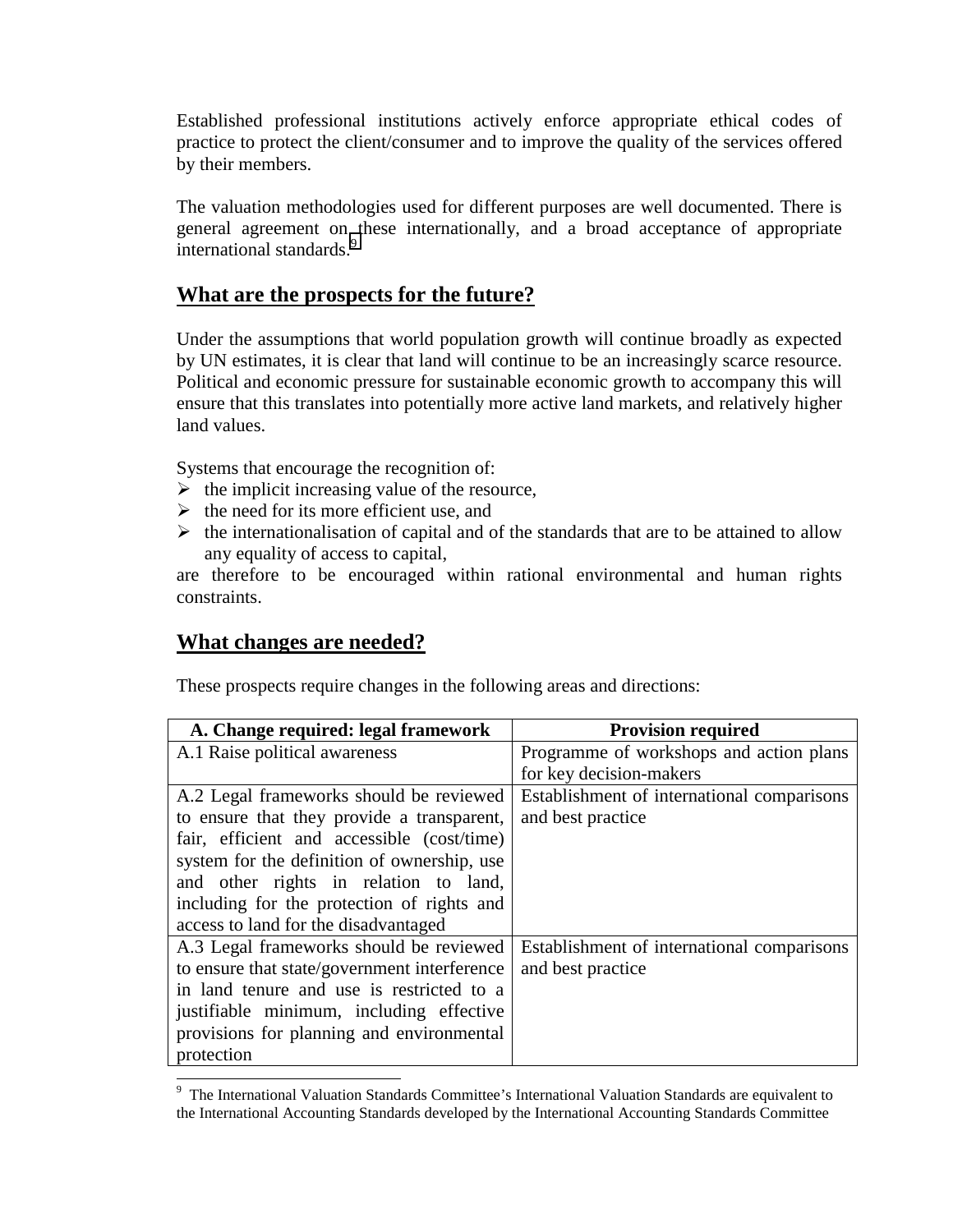Established professional institutions actively enforce appropriate ethical codes of practice to protect the client/consumer and to improve the quality of the services offered by their members.

The valuation methodologies used for different purposes are well documented. There is general agreement on these internationally, and a broad acceptance of appropriate international standards.[9]

## What are the prospects for the future?

Under the assumptions that world population growth will continue broadly as expected by UN estimates, it is clear that land will continue to be an increasingly scarce resource. Political and economic pressure for sustainable economic growth to accompany this will ensure that this translates into potentially more active land markets, and relatively higher land values.

Systems that encourage the recognition of:

- the implicit increasing value of the resource,
- the need for its more efficient use, and
- the internationalisation of capital and of the standards that are to be attained to allow any equality of access to capital,

are therefore to be encouraged within rational environmental and human rights constraints.

## What changes are needed?

These prospects require changes in the following areas and directions:

| A. Change required: legal framework | Provision required |
|---|---|
| A.1 Raise political awareness | Programme of workshops and action plans for key decision-makers |
| A.2 Legal frameworks should be reviewed to ensure that they provide a transparent, fair, efficient and accessible (cost/time) system for the definition of ownership, use and other rights in relation to land, including for the protection of rights and access to land for the disadvantaged | Establishment of international comparisons and best practice |
| A.3 Legal frameworks should be reviewed to ensure that state/government interference in land tenure and use is restricted to a justifiable minimum, including effective provisions for planning and environmental protection | Establishment of international comparisons and best practice |

[9] The International Valuation Standards Committee's International Valuation Standards are equivalent to the International Accounting Standards developed by the International Accounting Standards Committee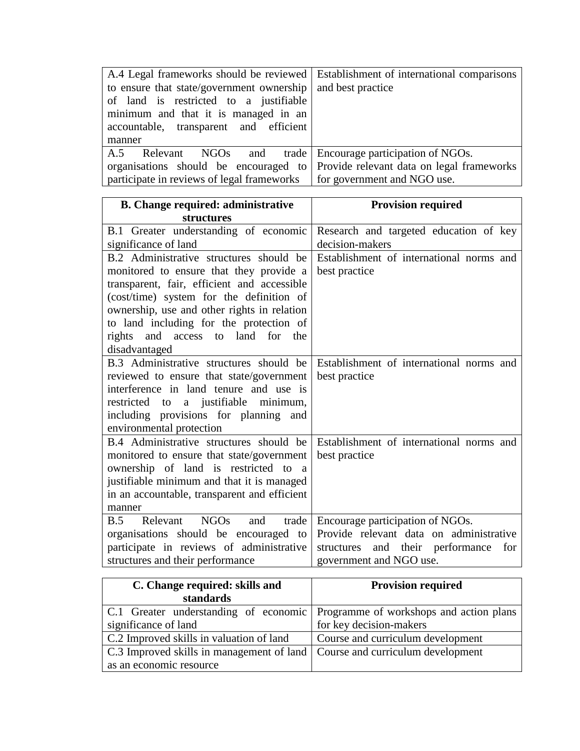| | |
|---|---|
| A.4 Legal frameworks should be reviewed to ensure that state/government ownership of land is restricted to a justifiable minimum and that it is managed in an accountable, transparent and efficient manner | Establishment of international comparisons and best practice |
| A.5 Relevant NGOs and trade organisations should be encouraged to participate in reviews of legal frameworks | Encourage participation of NGOs. Provide relevant data on legal frameworks for government and NGO use. |

| B. Change required: administrative structures | Provision required |
|---|---|
| B.1 Greater understanding of economic significance of land | Research and targeted education of key decision-makers |
| B.2 Administrative structures should be monitored to ensure that they provide a transparent, fair, efficient and accessible (cost/time) system for the definition of ownership, use and other rights in relation to land including for the protection of rights and access to land for the disadvantaged | Establishment of international norms and best practice |
| B.3 Administrative structures should be reviewed to ensure that state/government interference in land tenure and use is restricted to a justifiable minimum, including provisions for planning and environmental protection | Establishment of international norms and best practice |
| B.4 Administrative structures should be monitored to ensure that state/government ownership of land is restricted to a justifiable minimum and that it is managed in an accountable, transparent and efficient manner | Establishment of international norms and best practice |
| B.5 Relevant NGOs and trade organisations should be encouraged to participate in reviews of administrative structures and their performance | Encourage participation of NGOs. Provide relevant data on administrative structures and their performance for government and NGO use. |

| C. Change required: skills and standards | Provision required |
|---|---|
| C.1 Greater understanding of economic significance of land | Programme of workshops and action plans for key decision-makers |
| C.2 Improved skills in valuation of land | Course and curriculum development |
| C.3 Improved skills in management of land as an economic resource | Course and curriculum development |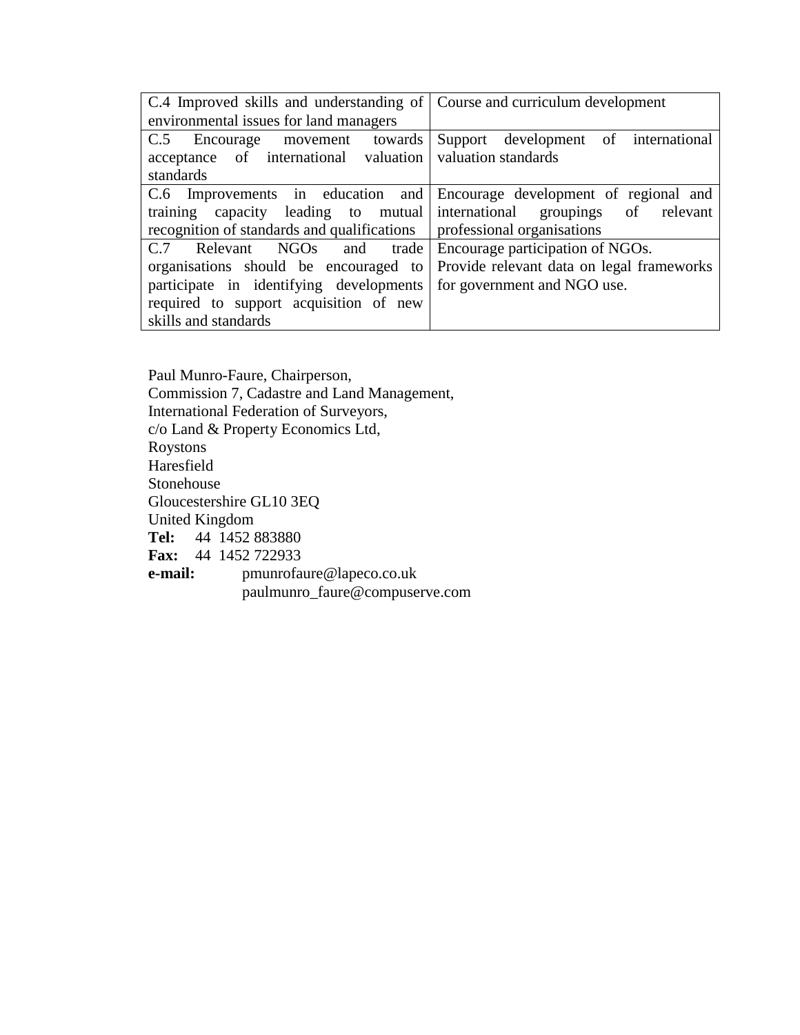| | |
|---|---|
| C.4 Improved skills and understanding of environmental issues for land managers | Course and curriculum development |
| C.5 Encourage movement towards acceptance of international valuation standards | Support development of international valuation standards |
| C.6 Improvements in education and training capacity leading to mutual recognition of standards and qualifications | Encourage development of regional and international groupings of relevant professional organisations |
| C.7 Relevant NGOs and trade organisations should be encouraged to participate in identifying developments required to support acquisition of new skills and standards | Encourage participation of NGOs. Provide relevant data on legal frameworks for government and NGO use. |

Paul Munro-Faure, Chairperson,
Commission 7, Cadastre and Land Management,
International Federation of Surveyors,
c/o Land & Property Economics Ltd,
Roystons
Haresfield
Stonehouse
Gloucestershire GL10 3EQ
United Kingdom
**Tel:** 44 1452 883880
**Fax:** 44 1452 722933
**e-mail:** pmunrofaure@lapeco.co.uk
paulmunro_faure@compuserve.com